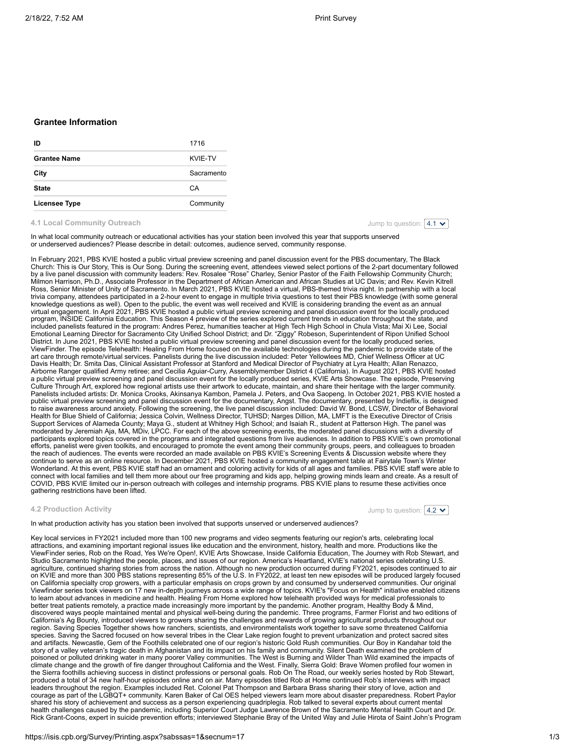## Grantee Information

| ID | 1716 |
|---|---|
| **Grantee Name** | KVIE-TV |
| **City** | Sacramento |
| **State** | CA |
| **Licensee Type** | Community |

### 4.1 Local Community Outreach

In what local community outreach or educational activities has your station been involved this year that supports unserved or underserved audiences? Please describe in detail: outcomes, audience served, community response.

In February 2021, PBS KVIE hosted a public virtual preview screening and panel discussion event for the PBS documentary, The Black Church: This is Our Story, This is Our Song. During the screening event, attendees viewed select portions of the 2-part documentary followed by a live panel discussion with community leaders: Rev. Rosalee "Rose" Charley, Senior Pastor of the Faith Fellowship Community Church; Milmon Harrison, Ph.D., Associate Professor in the Department of African American and African Studies at UC Davis; and Rev. Kevin Kitrell Ross, Senior Minister of Unity of Sacramento. In March 2021, PBS KVIE hosted a virtual, PBS-themed trivia night. In partnership with a local trivia company, attendees participated in a 2-hour event to engage in multiple trivia questions to test their PBS knowledge (with some general knowledge questions as well). Open to the public, the event was well received and KVIE is considering branding the event as an annual virtual engagement. In April 2021, PBS KVIE hosted a public virtual preview screening and panel discussion event for the locally produced program, INSIDE California Education. This Season 4 preview of the series explored current trends in education throughout the state, and included panelists featured in the program: Andres Perez, humanities teacher at High Tech High School in Chula Vista; Mai Xi Lee, Social Emotional Learning Director for Sacramento City Unified School District; and Dr. "Ziggy" Robeson, Superintendent of Ripon Unified School District. In June 2021, PBS KVIE hosted a public virtual preview screening and panel discussion event for the locally produced series, ViewFinder. The episode Telehealth: Healing From Home focused on the available technologies during the pandemic to provide state of the art care through remote/virtual services. Panelists during the live discussion included: Peter Yellowlees MD, Chief Wellness Officer at UC Davis Health; Dr. Smita Das, Clinical Assistant Professor at Stanford and Medical Director of Psychiatry at Lyra Health; Allan Renazco, Airborne Ranger qualified Army retiree; and Cecilia Aguiar-Curry, Assemblymember District 4 (California). In August 2021, PBS KVIE hosted a public virtual preview screening and panel discussion event for the locally produced series, KVIE Arts Showcase. The episode, Preserving Culture Through Art, explored how regional artists use their artwork to educate, maintain, and share their heritage with the larger community. Panelists included artists: Dr. Monica Crooks, Akinsanya Kambon, Pamela J. Peters, and Ova Saopeng. In October 2021, PBS KVIE hosted a public virtual preview screening and panel discussion event for the documentary, Angst. The documentary, presented by Indieflix, is designed to raise awareness around anxiety. Following the screening, the live panel discussion included: David W. Bond, LCSW, Director of Behavioral Health for Blue Shield of California; Jessica Colvin, Wellness Director, TUHSD; Narges Dillion, MA, LMFT is the Executive Director of Crisis Support Services of Alameda County; Maya G., student at Whitney High School; and Isaiah R., student at Patterson High. The panel was moderated by Jeremiah Aja, MA, MDiv, LPCC. For each of the above screening events, the moderated panel discussions with a diversity of participants explored topics covered in the programs and integrated questions from live audiences. In addition to PBS KVIE's own promotional efforts, panelist were given toolkits, and encouraged to promote the event among their community groups, peers, and colleagues to broaden the reach of audiences. The events were recorded an made available on PBS KVIE's Screening Events & Discussion website where they continue to serve as an online resource. In December 2021, PBS KVIE hosted a community engagement table at Fairytale Town's Winter Wonderland. At this event, PBS KVIE staff had an ornament and coloring activity for kids of all ages and families. PBS KVIE staff were able to connect with local families and tell them more about our free programing and kids app, helping growing minds learn and create. As a result of COVID, PBS KVIE limited our in-person outreach with colleges and internship programs. PBS KVIE plans to resume these activities once gathering restrictions have been lifted.

### 4.2 Production Activity

In what production activity has you station been involved that supports unserved or underserved audiences?

Key local services in FY2021 included more than 100 new programs and video segments featuring our region's arts, celebrating local attractions, and examining important regional issues like education and the environment, history, health and more. Productions like the ViewFinder series, Rob on the Road, Yes We're Open!, KVIE Arts Showcase, Inside California Education, The Journey with Rob Stewart, and Studio Sacramento highlighted the people, places, and issues of our region. America's Heartland, KVIE's national series celebrating U.S. agriculture, continued sharing stories from across the nation. Although no new production occurred during FY2021, episodes continued to air on KVIE and more than 300 PBS stations representing 85% of the U.S. In FY2022, at least ten new episodes will be produced largely focused on California specialty crop growers, with a particular emphasis on crops grown by and consumed by underserved communities. Our original Viewfinder series took viewers on 17 new in-depth journeys across a wide range of topics. KVIE's "Focus on Health" initiative enabled citizens to learn about advances in medicine and health. Healing From Home explored how telehealth provided ways for medical professionals to better treat patients remotely, a practice made increasingly more important by the pandemic. Another program, Healthy Body & Mind, discovered ways people maintained mental and physical well-being during the pandemic. Three programs, Farmer Florist and two editions of California's Ag Bounty, introduced viewers to growers sharing the challenges and rewards of growing agricultural products throughout our region. Saving Species Together shows how ranchers, scientists, and environmentalists work together to save some threatened California species. Saving the Sacred focused on how several tribes in the Clear Lake region fought to prevent urbanization and protect sacred sites and artifacts. Newcastle, Gem of the Foothills celebrated one of our region's historic Gold Rush communities. Our Boy in Kandahar told the story of a valley veteran's tragic death in Afghanistan and its impact on his family and community. Silent Death examined the problem of poisoned or polluted drinking water in many poorer Valley communities. The West is Burning and Wilder Than Wild examined the impacts of climate change and the growth of fire danger throughout California and the West. Finally, Sierra Gold: Brave Women profiled four women in the Sierra foothills achieving success in distinct professions or personal goals. Rob On The Road, our weekly series hosted by Rob Stewart, produced a total of 34 new half-hour episodes online and on air. Many episodes titled Rob at Home continued Rob's interviews with impact leaders throughout the region. Examples included Ret. Colonel Pat Thompson and Barbara Brass sharing their story of love, action and courage as part of the LGBQT+ community. Karen Baker of Cal OES helped viewers learn more about disaster preparedness. Robert Paylor shared his story of achievement and success as a person experiencing quadriplegia. Rob talked to several experts about current mental health challenges caused by the pandemic, including Superior Court Judge Lawrence Brown of the Sacramento Mental Health Court and Dr. Rick Grant-Coons, expert in suicide prevention efforts; interviewed Stephanie Bray of the United Way and Julie Hirota of Saint John's Program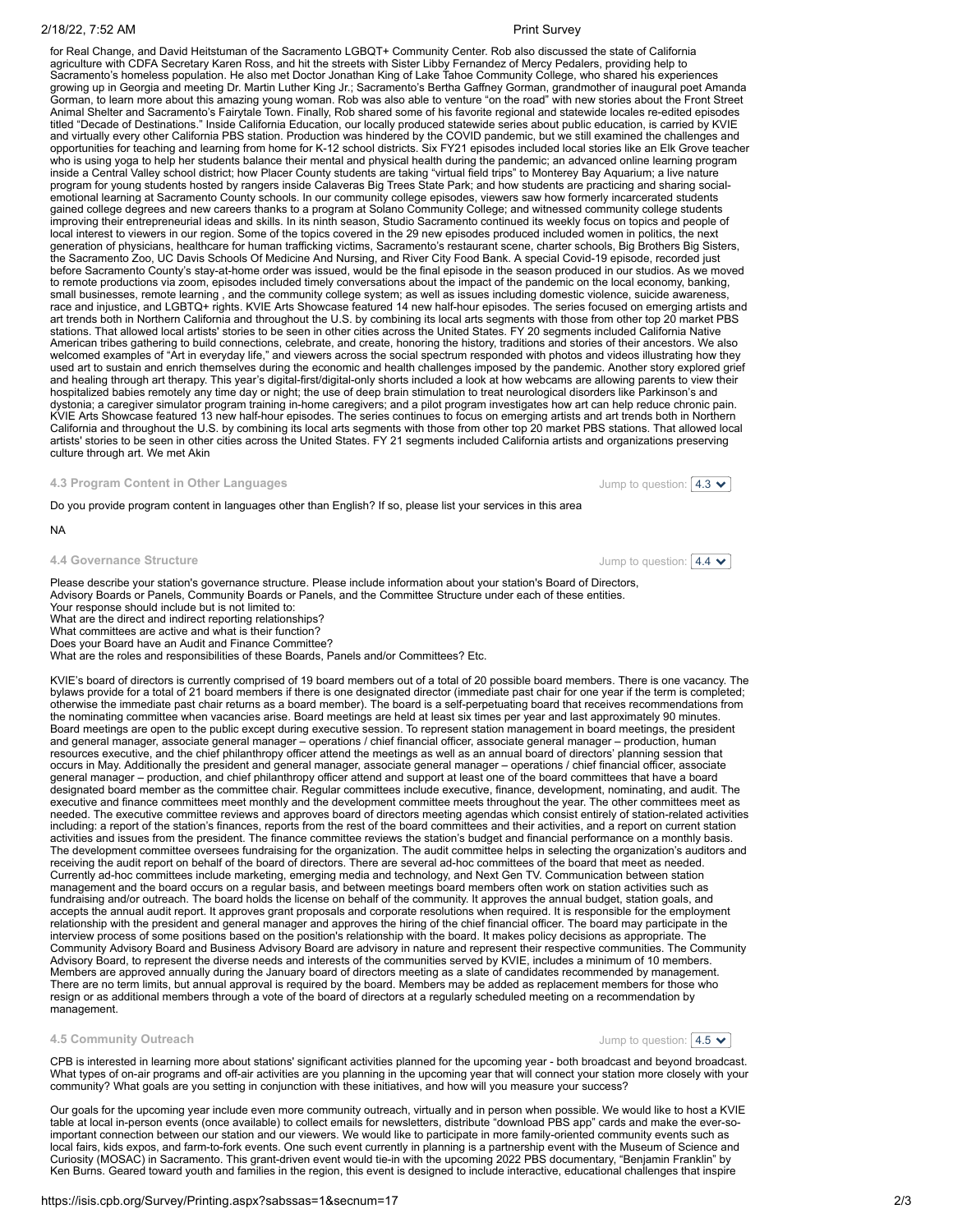for Real Change, and David Heitstuman of the Sacramento LGBQT+ Community Center. Rob also discussed the state of California agriculture with CDFA Secretary Karen Ross, and hit the streets with Sister Libby Fernandez of Mercy Pedalers, providing help to Sacramento's homeless population. He also met Doctor Jonathan King of Lake Tahoe Community College, who shared his experiences growing up in Georgia and meeting Dr. Martin Luther King Jr.; Sacramento's Bertha Gaffney Gorman, grandmother of inaugural poet Amanda Gorman, to learn more about this amazing young woman. Rob was also able to venture "on the road" with new stories about the Front Street Animal Shelter and Sacramento's Fairytale Town. Finally, Rob shared some of his favorite regional and statewide locales re-edited episodes titled "Decade of Destinations." Inside California Education, our locally produced statewide series about public education, is carried by KVIE and virtually every other California PBS station. Production was hindered by the COVID pandemic, but we still examined the challenges and opportunities for teaching and learning from home for K-12 school districts. Six FY21 episodes included local stories like an Elk Grove teacher who is using yoga to help her students balance their mental and physical health during the pandemic; an advanced online learning program inside a Central Valley school district; how Placer County students are taking "virtual field trips" to Monterey Bay Aquarium; a live nature program for young students hosted by rangers inside Calaveras Big Trees State Park; and how students are practicing and sharing social-emotional learning at Sacramento County schools. In our community college episodes, viewers saw how formerly incarcerated students gained college degrees and new careers thanks to a program at Solano Community College; and witnessed community college students improving their entrepreneurial ideas and skills. In its ninth season, Studio Sacramento continued its weekly focus on topics and people of local interest to viewers in our region. Some of the topics covered in the 29 new episodes produced included women in politics, the next generation of physicians, healthcare for human trafficking victims, Sacramento's restaurant scene, charter schools, Big Brothers Big Sisters, the Sacramento Zoo, UC Davis Schools Of Medicine And Nursing, and River City Food Bank. A special Covid-19 episode, recorded just before Sacramento County's stay-at-home order was issued, would be the final episode in the season produced in our studios. As we moved to remote productions via zoom, episodes included timely conversations about the impact of the pandemic on the local economy, banking, small businesses, remote learning , and the community college system; as well as issues including domestic violence, suicide awareness, race and injustice, and LGBTQ+ rights. KVIE Arts Showcase featured 14 new half-hour episodes. The series focused on emerging artists and art trends both in Northern California and throughout the U.S. by combining its local arts segments with those from other top 20 market PBS stations. That allowed local artists' stories to be seen in other cities across the United States. FY 20 segments included California Native American tribes gathering to build connections, celebrate, and create, honoring the history, traditions and stories of their ancestors. We also welcomed examples of "Art in everyday life," and viewers across the social spectrum responded with photos and videos illustrating how they used art to sustain and enrich themselves during the economic and health challenges imposed by the pandemic. Another story explored grief and healing through art therapy. This year's digital-first/digital-only shorts included a look at how webcams are allowing parents to view their hospitalized babies remotely any time day or night; the use of deep brain stimulation to treat neurological disorders like Parkinson's and dystonia; a caregiver simulator program training in-home caregivers; and a pilot program investigates how art can help reduce chronic pain. KVIE Arts Showcase featured 13 new half-hour episodes. The series continues to focus on emerging artists and art trends both in Northern California and throughout the U.S. by combining its local arts segments with those from other top 20 market PBS stations. That allowed local artists' stories to be seen in other cities across the United States. FY 21 segments included California artists and organizations preserving culture through art. We met Akin

### 4.3 Program Content in Other Languages

Jump to question: 4.3

Do you provide program content in languages other than English? If so, please list your services in this area

NA

### 4.4 Governance Structure

Jump to question: 4.4

Please describe your station's governance structure. Please include information about your station's Board of Directors, Advisory Boards or Panels, Community Boards or Panels, and the Committee Structure under each of these entities.
Your response should include but is not limited to:
What are the direct and indirect reporting relationships?
What committees are active and what is their function?
Does your Board have an Audit and Finance Committee?
What are the roles and responsibilities of these Boards, Panels and/or Committees? Etc.

KVIE's board of directors is currently comprised of 19 board members out of a total of 20 possible board members. There is one vacancy. The bylaws provide for a total of 21 board members if there is one designated director (immediate past chair for one year if the term is completed; otherwise the immediate past chair returns as a board member). The board is a self-perpetuating board that receives recommendations from the nominating committee when vacancies arise. Board meetings are held at least six times per year and last approximately 90 minutes. Board meetings are open to the public except during executive session. To represent station management in board meetings, the president and general manager, associate general manager – operations / chief financial officer, associate general manager – production, human resources executive, and the chief philanthropy officer attend the meetings as well as an annual board of directors' planning session that occurs in May. Additionally the president and general manager, associate general manager – operations / chief financial officer, associate general manager – production, and chief philanthropy officer attend and support at least one of the board committees that have a board designated board member as the committee chair. Regular committees include executive, finance, development, nominating, and audit. The executive and finance committees meet monthly and the development committee meets throughout the year. The other committees meet as needed. The executive committee reviews and approves board of directors meeting agendas which consist entirely of station-related activities including: a report of the station's finances, reports from the rest of the board committees and their activities, and a report on current station activities and issues from the president. The finance committee reviews the station's budget and financial performance on a monthly basis. The development committee oversees fundraising for the organization. The audit committee helps in selecting the organization's auditors and receiving the audit report on behalf of the board of directors. There are several ad-hoc committees of the board that meet as needed. Currently ad-hoc committees include marketing, emerging media and technology, and Next Gen TV. Communication between station management and the board occurs on a regular basis, and between meetings board members often work on station activities such as fundraising and/or outreach. The board holds the license on behalf of the community. It approves the annual budget, station goals, and accepts the annual audit report. It approves grant proposals and corporate resolutions when required. It is responsible for the employment relationship with the president and general manager and approves the hiring of the chief financial officer. The board may participate in the interview process of some positions based on the position's relationship with the board. It makes policy decisions as appropriate. The Community Advisory Board and Business Advisory Board are advisory in nature and represent their respective communities. The Community Advisory Board, to represent the diverse needs and interests of the communities served by KVIE, includes a minimum of 10 members. Members are approved annually during the January board of directors meeting as a slate of candidates recommended by management. There are no term limits, but annual approval is required by the board. Members may be added as replacement members for those who resign or as additional members through a vote of the board of directors at a regularly scheduled meeting on a recommendation by management.

### 4.5 Community Outreach

Jump to question: 4.5

CPB is interested in learning more about stations' significant activities planned for the upcoming year - both broadcast and beyond broadcast. What types of on-air programs and off-air activities are you planning in the upcoming year that will connect your station more closely with your community? What goals are you setting in conjunction with these initiatives, and how will you measure your success?

Our goals for the upcoming year include even more community outreach, virtually and in person when possible. We would like to host a KVIE table at local in-person events (once available) to collect emails for newsletters, distribute "download PBS app" cards and make the ever-so-important connection between our station and our viewers. We would like to participate in more family-oriented community events such as local fairs, kids expos, and farm-to-fork events. One such event currently in planning is a partnership event with the Museum of Science and Curiosity (MOSAC) in Sacramento. This grant-driven event would tie-in with the upcoming 2022 PBS documentary, "Benjamin Franklin" by Ken Burns. Geared toward youth and families in the region, this event is designed to include interactive, educational challenges that inspire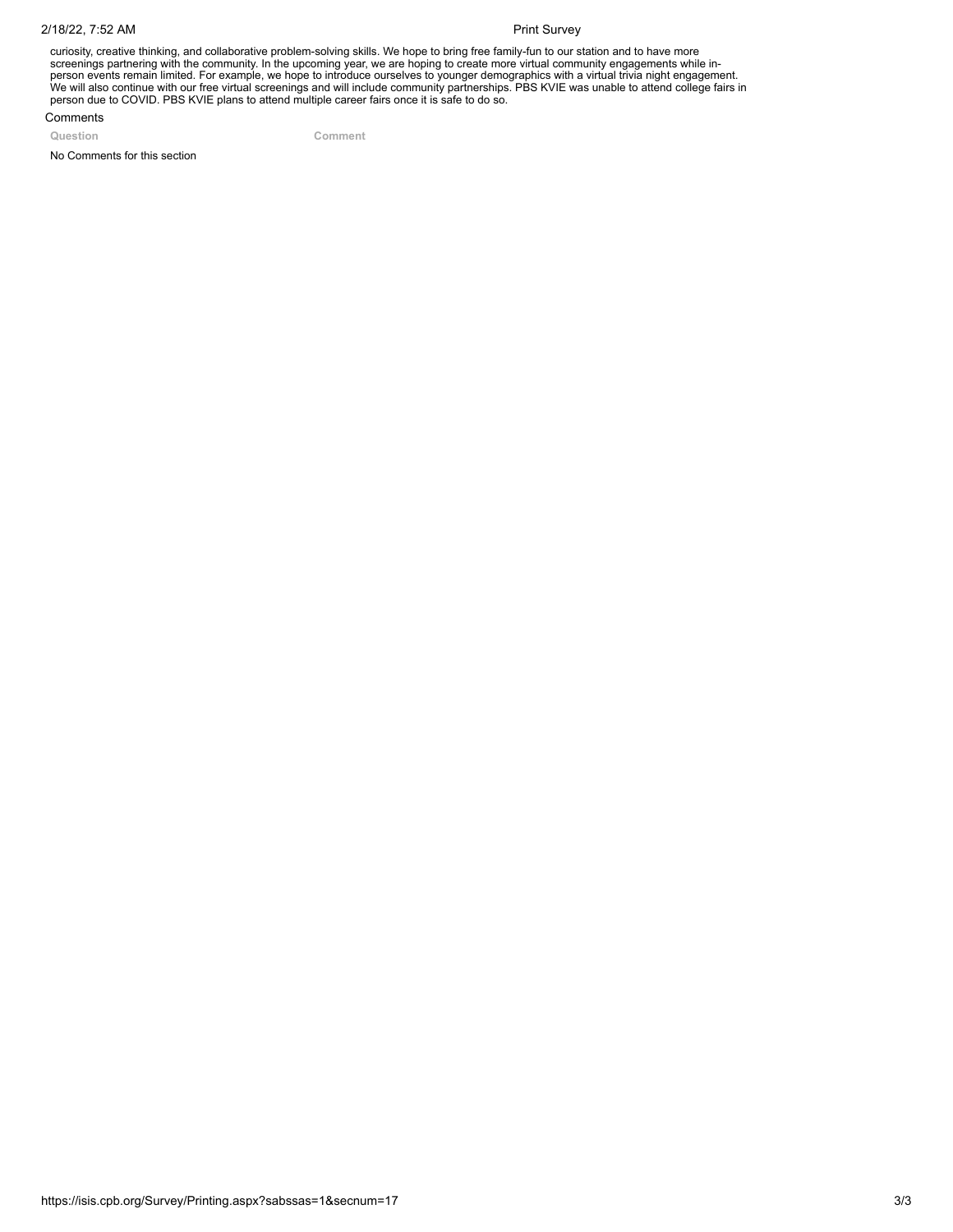curiosity, creative thinking, and collaborative problem-solving skills. We hope to bring free family-fun to our station and to have more screenings partnering with the community. In the upcoming year, we are hoping to create more virtual community engagements while in-person events remain limited. For example, we hope to introduce ourselves to younger demographics with a virtual trivia night engagement. We will also continue with our free virtual screenings and will include community partnerships. PBS KVIE was unable to attend college fairs in person due to COVID. PBS KVIE plans to attend multiple career fairs once it is safe to do so.

Comments

| Question | Comment |
|---|---|
| No Comments for this section | |